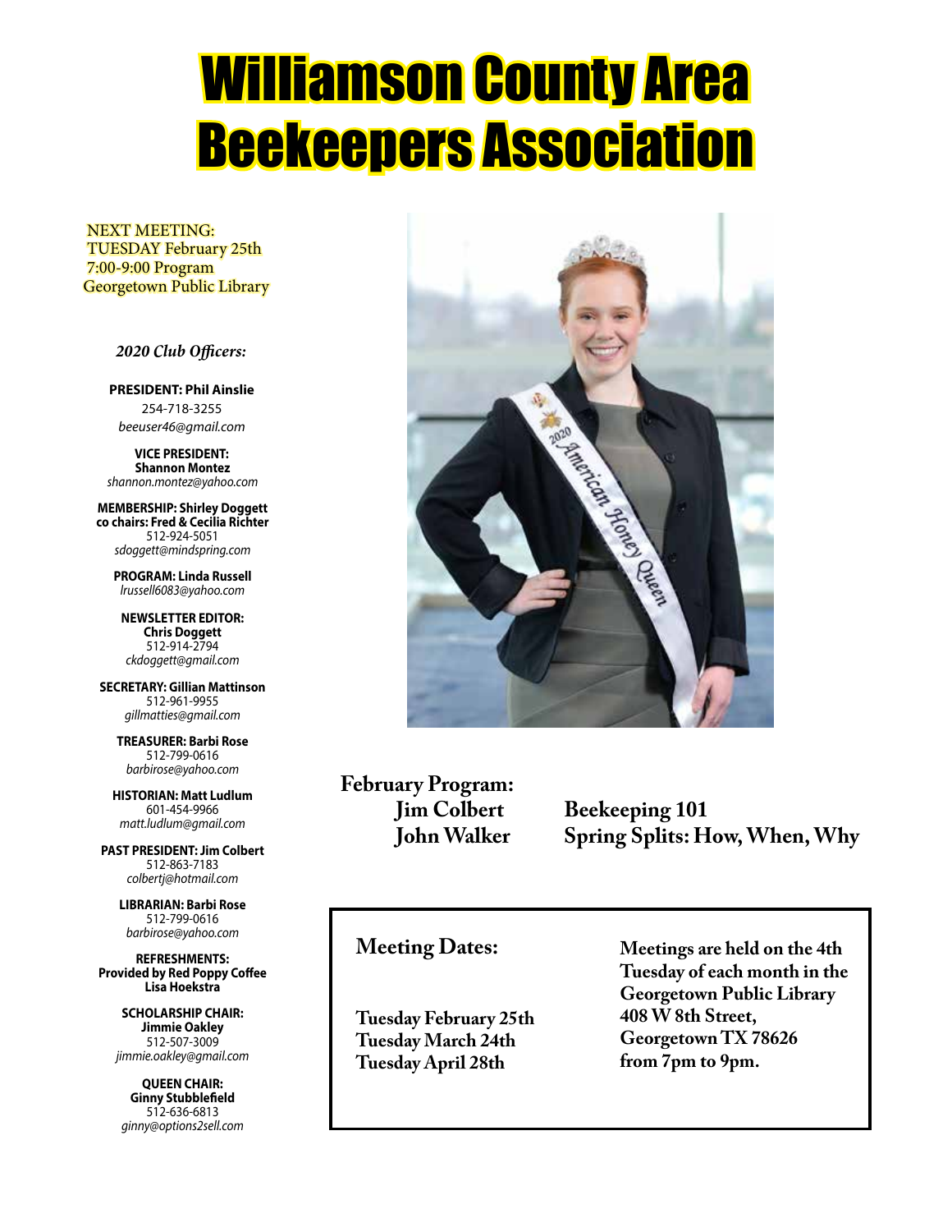# Williamson County Area Beekeepers Association

NEXT MEETING:
TUESDAY February 25th
7:00-9:00 Program
Georgetown Public Library

*2020 Club Officers:*

**PRESIDENT: Phil Ainslie**
254-718-3255
*beeuser46@gmail.com*

**VICE PRESIDENT: Shannon Montez**
*shannon.montez@yahoo.com*

**MEMBERSHIP: Shirley Doggett**
**co chairs: Fred & Cecilia Richter**
512-924-5051
*sdoggett@mindspring.com*

**PROGRAM: Linda Russell**
*lrussell6083@yahoo.com*

**NEWSLETTER EDITOR: Chris Doggett**
512-914-2794
*ckdoggett@gmail.com*

**SECRETARY: Gillian Mattinson**
512-961-9955
*gillmatties@gmail.com*

**TREASURER: Barbi Rose**
512-799-0616
*barbirose@yahoo.com*

**HISTORIAN: Matt Ludlum**
601-454-9966
*matt.ludlum@gmail.com*

**PAST PRESIDENT: Jim Colbert**
512-863-7183
*colbertj@hotmail.com*

**LIBRARIAN: Barbi Rose**
512-799-0616
*barbirose@yahoo.com*

**REFRESHMENTS: Provided by Red Poppy Coffee**
**Lisa Hoekstra**

**SCHOLARSHIP CHAIR: Jimmie Oakley**
512-507-3009
*jimmie.oakley@gmail.com*

**QUEEN CHAIR: Ginny Stubblefield**
512-636-6813
*ginny@options2sell.com*

**February Program:**

**Jim Colbert** — **Beekeeping 101**

**John Walker** — **Spring Splits: How, When, Why**

## Meeting Dates:

**Tuesday February 25th**
**Tuesday March 24th**
**Tuesday April 28th**

**Meetings are held on the 4th Tuesday of each month in the Georgetown Public Library 408 W 8th Street, Georgetown TX 78626 from 7pm to 9pm.**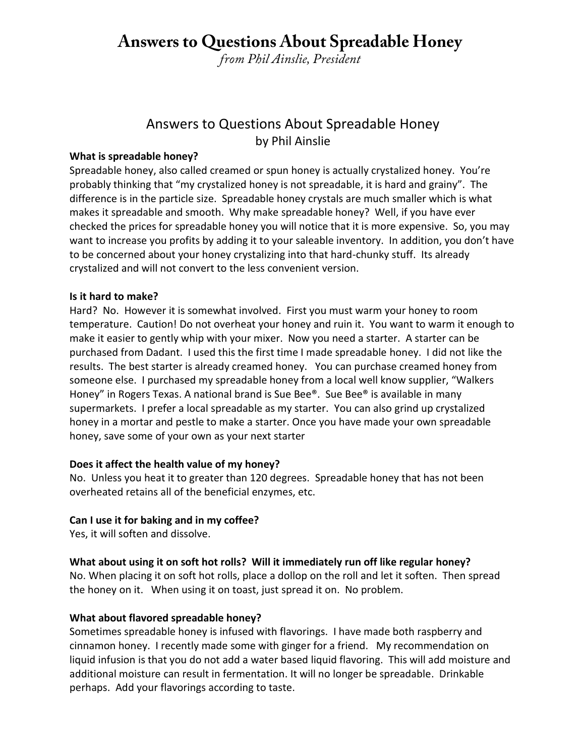# Answers to Questions About Spreadable Honey

*from Phil Ainslie, President*

## Answers to Questions About Spreadable Honey

by Phil Ainslie

**What is spreadable honey?**

Spreadable honey, also called creamed or spun honey is actually crystalized honey. You're probably thinking that "my crystalized honey is not spreadable, it is hard and grainy". The difference is in the particle size. Spreadable honey crystals are much smaller which is what makes it spreadable and smooth. Why make spreadable honey? Well, if you have ever checked the prices for spreadable honey you will notice that it is more expensive. So, you may want to increase you profits by adding it to your saleable inventory. In addition, you don't have to be concerned about your honey crystalizing into that hard-chunky stuff. Its already crystalized and will not convert to the less convenient version.

**Is it hard to make?**

Hard? No. However it is somewhat involved. First you must warm your honey to room temperature. Caution! Do not overheat your honey and ruin it. You want to warm it enough to make it easier to gently whip with your mixer. Now you need a starter. A starter can be purchased from Dadant. I used this the first time I made spreadable honey. I did not like the results. The best starter is already creamed honey. You can purchase creamed honey from someone else. I purchased my spreadable honey from a local well know supplier, "Walkers Honey" in Rogers Texas. A national brand is Sue Bee®. Sue Bee® is available in many supermarkets. I prefer a local spreadable as my starter. You can also grind up crystalized honey in a mortar and pestle to make a starter. Once you have made your own spreadable honey, save some of your own as your next starter

**Does it affect the health value of my honey?**

No. Unless you heat it to greater than 120 degrees. Spreadable honey that has not been overheated retains all of the beneficial enzymes, etc.

**Can I use it for baking and in my coffee?**

Yes, it will soften and dissolve.

**What about using it on soft hot rolls? Will it immediately run off like regular honey?**

No. When placing it on soft hot rolls, place a dollop on the roll and let it soften. Then spread the honey on it. When using it on toast, just spread it on. No problem.

**What about flavored spreadable honey?**

Sometimes spreadable honey is infused with flavorings. I have made both raspberry and cinnamon honey. I recently made some with ginger for a friend. My recommendation on liquid infusion is that you do not add a water based liquid flavoring. This will add moisture and additional moisture can result in fermentation. It will no longer be spreadable. Drinkable perhaps. Add your flavorings according to taste.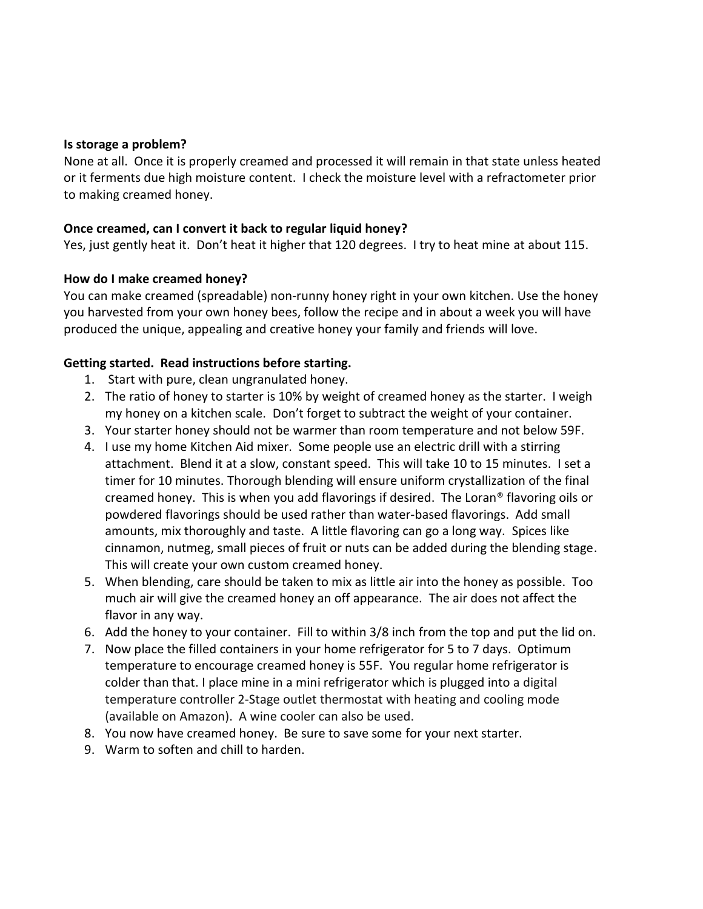**Is storage a problem?**

None at all. Once it is properly creamed and processed it will remain in that state unless heated or it ferments due high moisture content. I check the moisture level with a refractometer prior to making creamed honey.

**Once creamed, can I convert it back to regular liquid honey?**

Yes, just gently heat it. Don't heat it higher that 120 degrees. I try to heat mine at about 115.

**How do I make creamed honey?**

You can make creamed (spreadable) non-runny honey right in your own kitchen. Use the honey you harvested from your own honey bees, follow the recipe and in about a week you will have produced the unique, appealing and creative honey your family and friends will love.

**Getting started. Read instructions before starting.**

1. Start with pure, clean ungranulated honey.
2. The ratio of honey to starter is 10% by weight of creamed honey as the starter. I weigh my honey on a kitchen scale. Don't forget to subtract the weight of your container.
3. Your starter honey should not be warmer than room temperature and not below 59F.
4. I use my home Kitchen Aid mixer. Some people use an electric drill with a stirring attachment. Blend it at a slow, constant speed. This will take 10 to 15 minutes. I set a timer for 10 minutes. Thorough blending will ensure uniform crystallization of the final creamed honey. This is when you add flavorings if desired. The Loran® flavoring oils or powdered flavorings should be used rather than water-based flavorings. Add small amounts, mix thoroughly and taste. A little flavoring can go a long way. Spices like cinnamon, nutmeg, small pieces of fruit or nuts can be added during the blending stage. This will create your own custom creamed honey.
5. When blending, care should be taken to mix as little air into the honey as possible. Too much air will give the creamed honey an off appearance. The air does not affect the flavor in any way.
6. Add the honey to your container. Fill to within 3/8 inch from the top and put the lid on.
7. Now place the filled containers in your home refrigerator for 5 to 7 days. Optimum temperature to encourage creamed honey is 55F. You regular home refrigerator is colder than that. I place mine in a mini refrigerator which is plugged into a digital temperature controller 2-Stage outlet thermostat with heating and cooling mode (available on Amazon). A wine cooler can also be used.
8. You now have creamed honey. Be sure to save some for your next starter.
9. Warm to soften and chill to harden.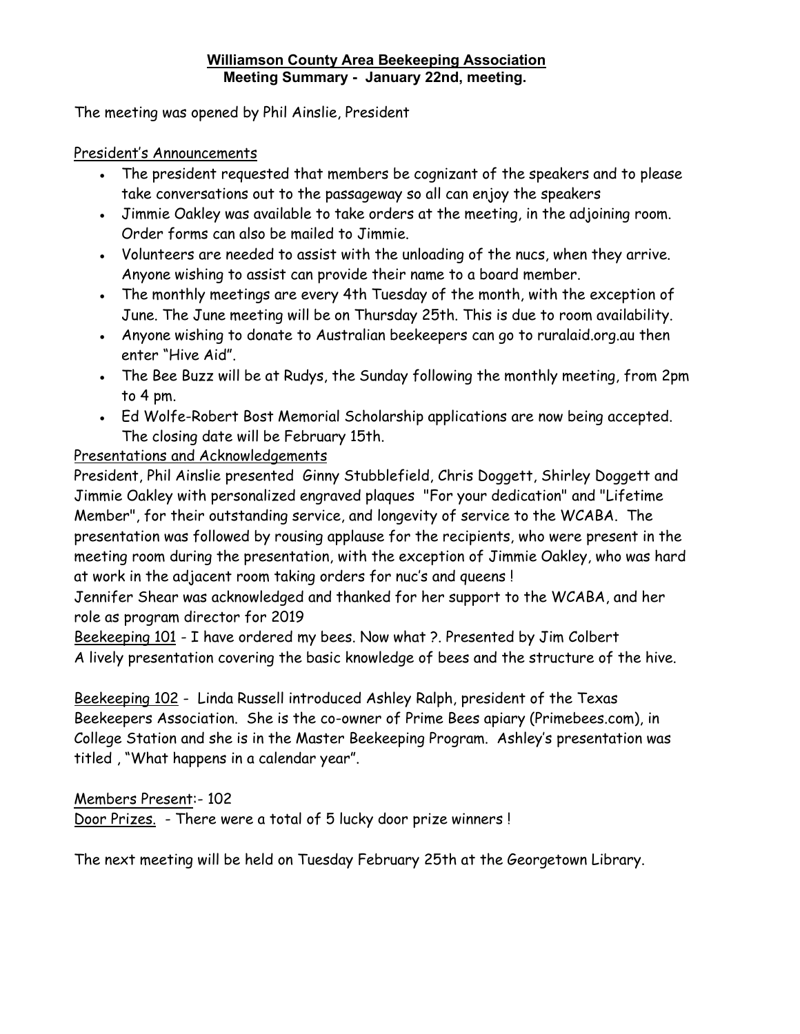**Williamson County Area Beekeeping Association**
**Meeting Summary - January 22nd, meeting.**

The meeting was opened by Phil Ainslie, President

President's Announcements

- The president requested that members be cognizant of the speakers and to please take conversations out to the passageway so all can enjoy the speakers
- Jimmie Oakley was available to take orders at the meeting, in the adjoining room. Order forms can also be mailed to Jimmie.
- Volunteers are needed to assist with the unloading of the nucs, when they arrive. Anyone wishing to assist can provide their name to a board member.
- The monthly meetings are every 4th Tuesday of the month, with the exception of June. The June meeting will be on Thursday 25th. This is due to room availability.
- Anyone wishing to donate to Australian beekeepers can go to ruralaid.org.au then enter "Hive Aid".
- The Bee Buzz will be at Rudys, the Sunday following the monthly meeting, from 2pm to 4 pm.
- Ed Wolfe-Robert Bost Memorial Scholarship applications are now being accepted. The closing date will be February 15th.

Presentations and Acknowledgements

President, Phil Ainslie presented Ginny Stubblefield, Chris Doggett, Shirley Doggett and Jimmie Oakley with personalized engraved plaques "For your dedication" and "Lifetime Member", for their outstanding service, and longevity of service to the WCABA. The presentation was followed by rousing applause for the recipients, who were present in the meeting room during the presentation, with the exception of Jimmie Oakley, who was hard at work in the adjacent room taking orders for nuc's and queens !

Jennifer Shear was acknowledged and thanked for her support to the WCABA, and her role as program director for 2019

Beekeeping 101 - I have ordered my bees. Now what ?. Presented by Jim Colbert
A lively presentation covering the basic knowledge of bees and the structure of the hive.

Beekeeping 102 - Linda Russell introduced Ashley Ralph, president of the Texas Beekeepers Association. She is the co-owner of Prime Bees apiary (Primebees.com), in College Station and she is in the Master Beekeeping Program. Ashley's presentation was titled , "What happens in a calendar year".

Members Present:- 102
Door Prizes. - There were a total of 5 lucky door prize winners !

The next meeting will be held on Tuesday February 25th at the Georgetown Library.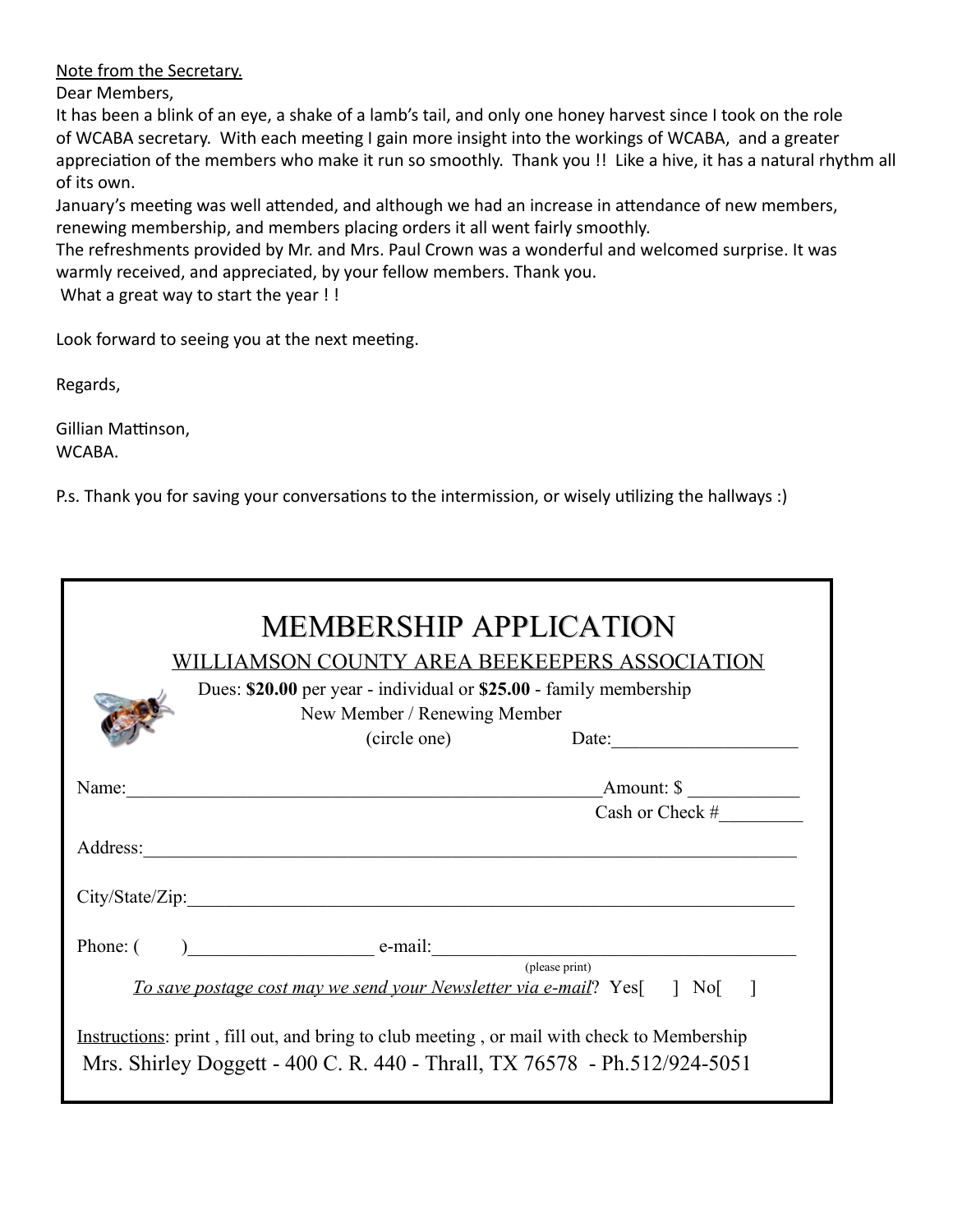Note from the Secretary.

Dear Members,

It has been a blink of an eye, a shake of a lamb's tail, and only one honey harvest since I took on the role of WCABA secretary. With each meeting I gain more insight into the workings of WCABA, and a greater appreciation of the members who make it run so smoothly. Thank you !! Like a hive, it has a natural rhythm all of its own.

January's meeting was well attended, and although we had an increase in attendance of new members, renewing membership, and members placing orders it all went fairly smoothly.

The refreshments provided by Mr. and Mrs. Paul Crown was a wonderful and welcomed surprise. It was warmly received, and appreciated, by your fellow members. Thank you.

What a great way to start the year ! !

Look forward to seeing you at the next meeting.

Regards,

Gillian Mattinson,
WCABA.

P.s. Thank you for saving your conversations to the intermission, or wisely utilizing the hallways :)

---

# MEMBERSHIP APPLICATION

## WILLIAMSON COUNTY AREA BEEKEEPERS ASSOCIATION

Dues: **$20.00** per year - individual or **$25.00** - family membership

New Member / Renewing Member
(circle one)

Date:____________________

Name:____________________________________________________ Amount: $ ____________
Cash or Check #_________

Address:_________________________________________________________________________

City/State/Zip:____________________________________________________________________

Phone: (      )___________________ e-mail:________________________________________
(please print)

*To save postage cost may we send your Newsletter via e-mail*? Yes[   ] No[   ]

Instructions: print , fill out, and bring to club meeting , or mail with check to Membership
Mrs. Shirley Doggett - 400 C. R. 440 - Thrall, TX 76578 - Ph.512/924-5051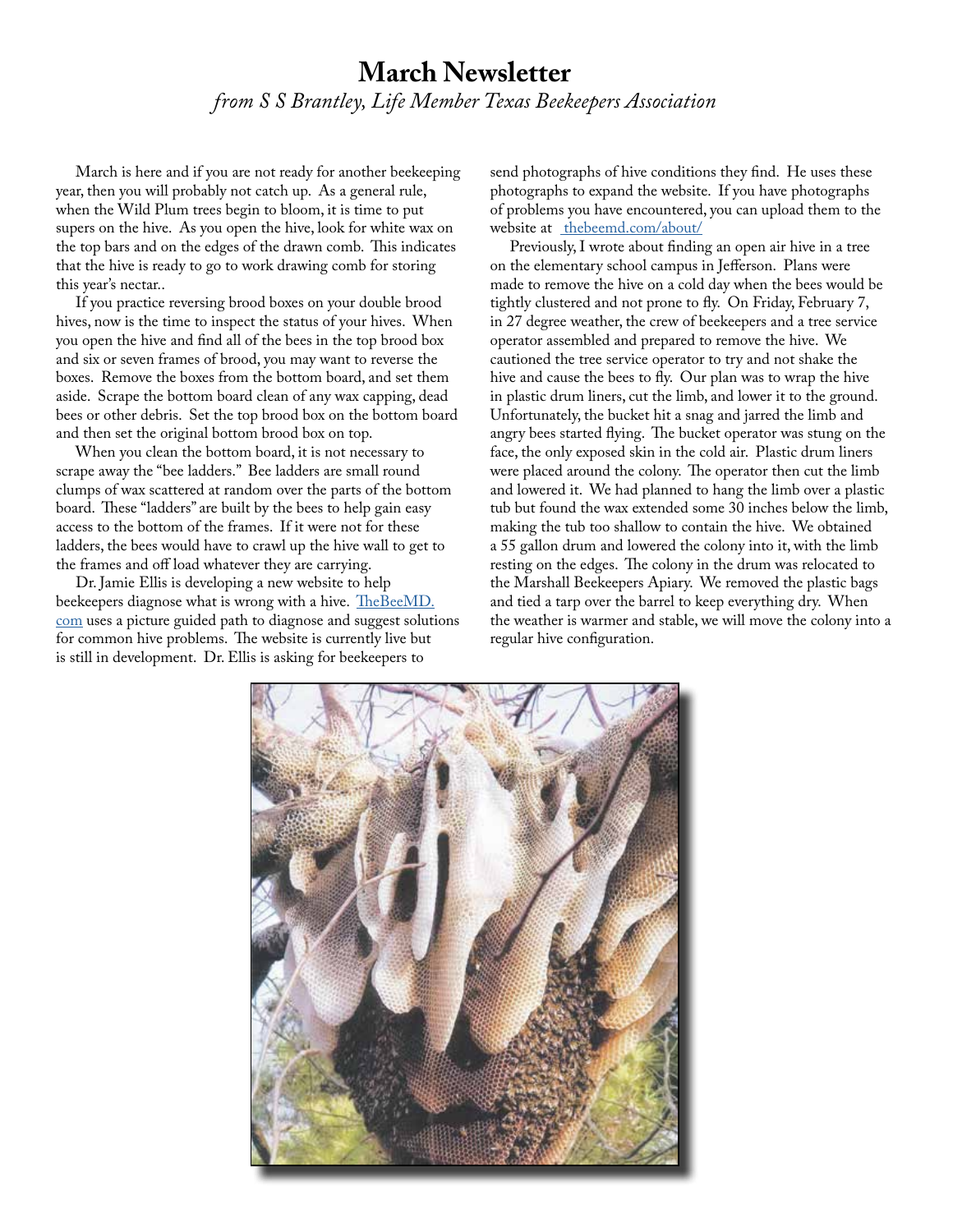# March Newsletter

*from S S Brantley, Life Member Texas Beekeepers Association*

March is here and if you are not ready for another beekeeping year, then you will probably not catch up. As a general rule, when the Wild Plum trees begin to bloom, it is time to put supers on the hive. As you open the hive, look for white wax on the top bars and on the edges of the drawn comb. This indicates that the hive is ready to go to work drawing comb for storing this year's nectar..

If you practice reversing brood boxes on your double brood hives, now is the time to inspect the status of your hives. When you open the hive and find all of the bees in the top brood box and six or seven frames of brood, you may want to reverse the boxes. Remove the boxes from the bottom board, and set them aside. Scrape the bottom board clean of any wax capping, dead bees or other debris. Set the top brood box on the bottom board and then set the original bottom brood box on top.

When you clean the bottom board, it is not necessary to scrape away the "bee ladders." Bee ladders are small round clumps of wax scattered at random over the parts of the bottom board. These "ladders" are built by the bees to help gain easy access to the bottom of the frames. If it were not for these ladders, the bees would have to crawl up the hive wall to get to the frames and off load whatever they are carrying.

Dr. Jamie Ellis is developing a new website to help beekeepers diagnose what is wrong with a hive. [TheBeeMD.com](http://TheBeeMD.com) uses a picture guided path to diagnose and suggest solutions for common hive problems. The website is currently live but is still in development. Dr. Ellis is asking for beekeepers to send photographs of hive conditions they find. He uses these photographs to expand the website. If you have photographs of problems you have encountered, you can upload them to the website at [thebeemd.com/about/](http://thebeemd.com/about/)

Previously, I wrote about finding an open air hive in a tree on the elementary school campus in Jefferson. Plans were made to remove the hive on a cold day when the bees would be tightly clustered and not prone to fly. On Friday, February 7, in 27 degree weather, the crew of beekeepers and a tree service operator assembled and prepared to remove the hive. We cautioned the tree service operator to try and not shake the hive and cause the bees to fly. Our plan was to wrap the hive in plastic drum liners, cut the limb, and lower it to the ground. Unfortunately, the bucket hit a snag and jarred the limb and angry bees started flying. The bucket operator was stung on the face, the only exposed skin in the cold air. Plastic drum liners were placed around the colony. The operator then cut the limb and lowered it. We had planned to hang the limb over a plastic tub but found the wax extended some 30 inches below the limb, making the tub too shallow to contain the hive. We obtained a 55 gallon drum and lowered the colony into it, with the limb resting on the edges. The colony in the drum was relocated to the Marshall Beekeepers Apiary. We removed the plastic bags and tied a tarp over the barrel to keep everything dry. When the weather is warmer and stable, we will move the colony into a regular hive configuration.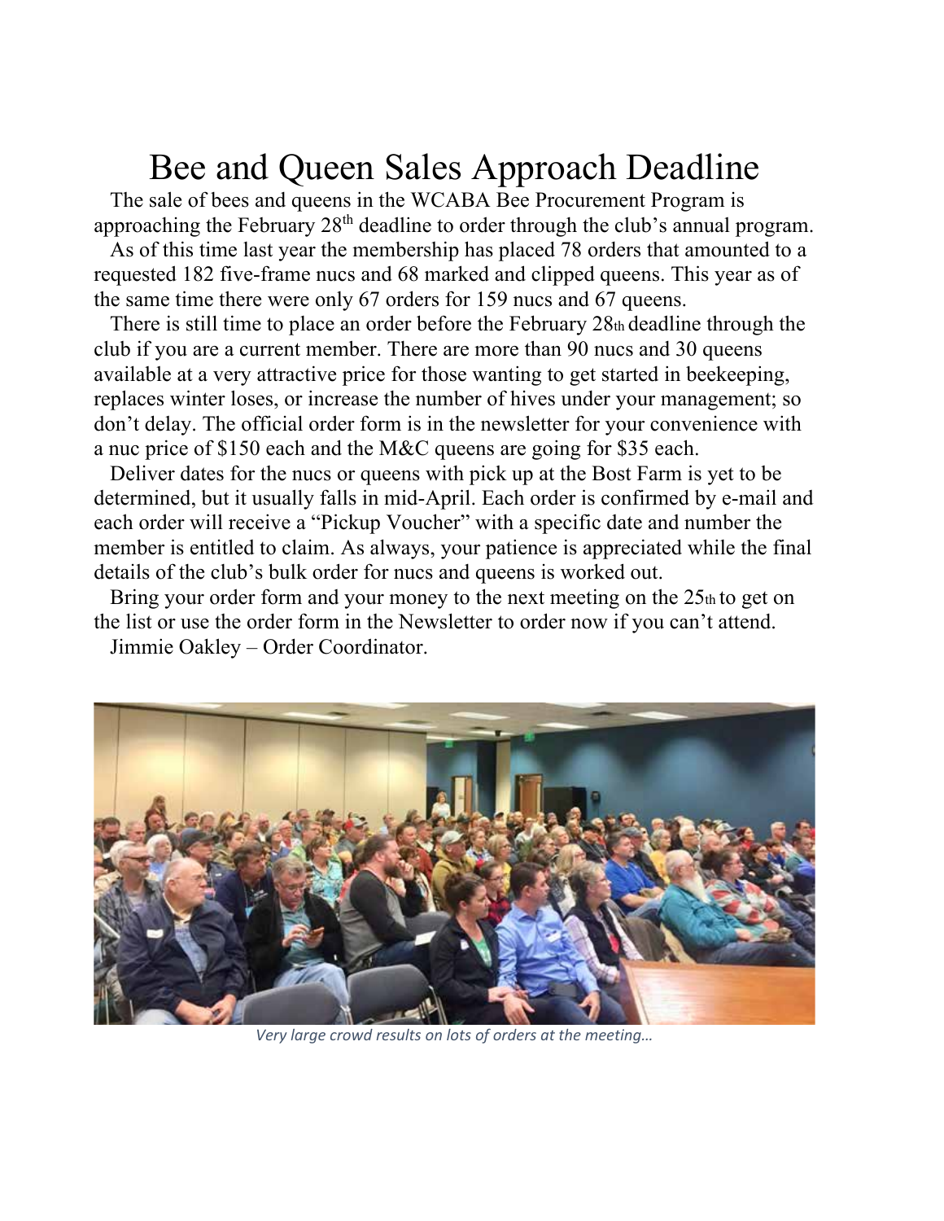# Bee and Queen Sales Approach Deadline

The sale of bees and queens in the WCABA Bee Procurement Program is approaching the February 28th deadline to order through the club's annual program.

As of this time last year the membership has placed 78 orders that amounted to a requested 182 five-frame nucs and 68 marked and clipped queens. This year as of the same time there were only 67 orders for 159 nucs and 67 queens.

There is still time to place an order before the February 28th deadline through the club if you are a current member. There are more than 90 nucs and 30 queens available at a very attractive price for those wanting to get started in beekeeping, replaces winter loses, or increase the number of hives under your management; so don't delay. The official order form is in the newsletter for your convenience with a nuc price of $150 each and the M&C queens are going for $35 each.

Deliver dates for the nucs or queens with pick up at the Bost Farm is yet to be determined, but it usually falls in mid-April. Each order is confirmed by e-mail and each order will receive a "Pickup Voucher" with a specific date and number the member is entitled to claim. As always, your patience is appreciated while the final details of the club's bulk order for nucs and queens is worked out.

Bring your order form and your money to the next meeting on the 25th to get on the list or use the order form in the Newsletter to order now if you can't attend.

Jimmie Oakley – Order Coordinator.

*Very large crowd results on lots of orders at the meeting…*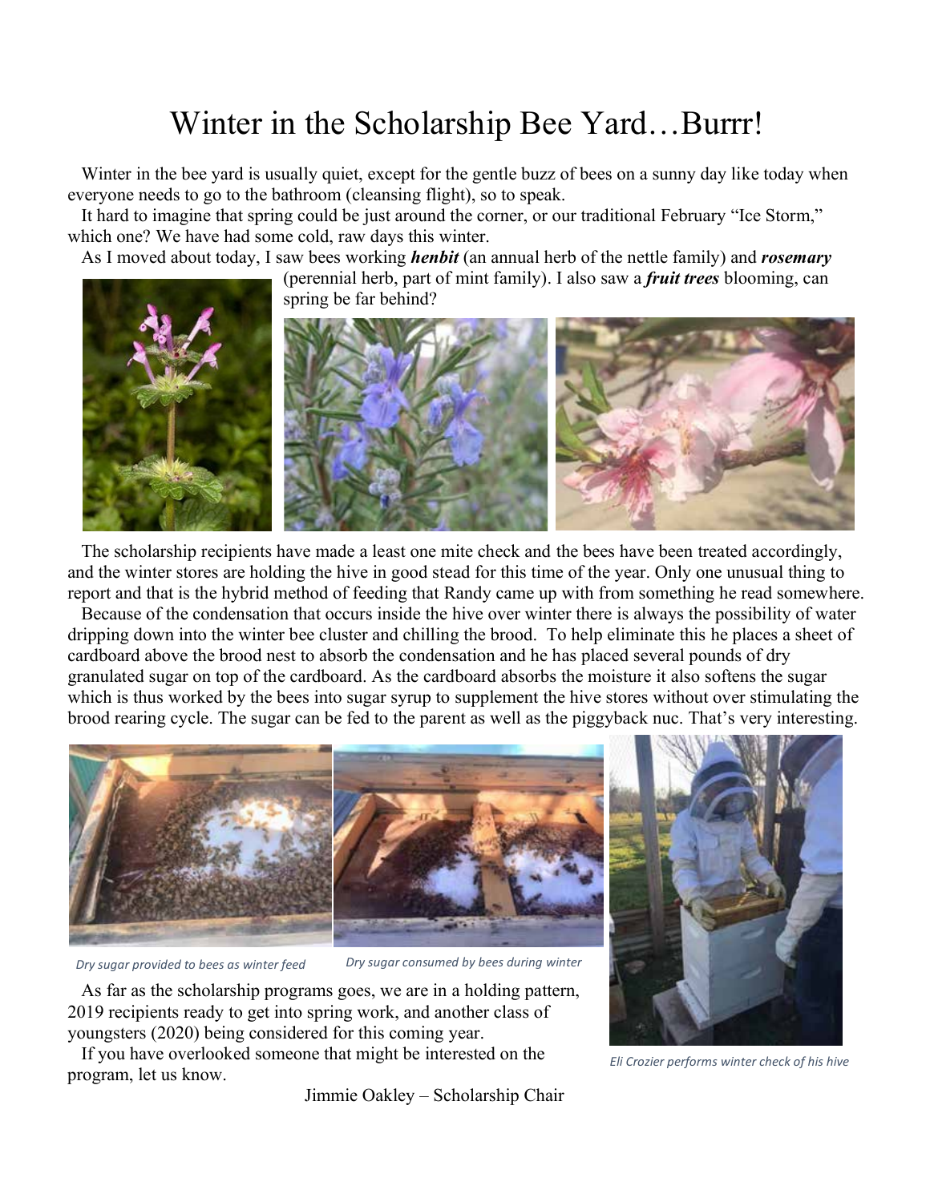# Winter in the Scholarship Bee Yard…Burrr!

Winter in the bee yard is usually quiet, except for the gentle buzz of bees on a sunny day like today when everyone needs to go to the bathroom (cleansing flight), so to speak.

It hard to imagine that spring could be just around the corner, or our traditional February "Ice Storm," which one? We have had some cold, raw days this winter.

As I moved about today, I saw bees working ***henbit*** (an annual herb of the nettle family) and ***rosemary*** (perennial herb, part of mint family). I also saw a ***fruit trees*** blooming, can spring be far behind?

The scholarship recipients have made a least one mite check and the bees have been treated accordingly, and the winter stores are holding the hive in good stead for this time of the year. Only one unusual thing to report and that is the hybrid method of feeding that Randy came up with from something he read somewhere.

Because of the condensation that occurs inside the hive over winter there is always the possibility of water dripping down into the winter bee cluster and chilling the brood. To help eliminate this he places a sheet of cardboard above the brood nest to absorb the condensation and he has placed several pounds of dry granulated sugar on top of the cardboard. As the cardboard absorbs the moisture it also softens the sugar which is thus worked by the bees into sugar syrup to supplement the hive stores without over stimulating the brood rearing cycle. The sugar can be fed to the parent as well as the piggyback nuc. That's very interesting.

*Dry sugar provided to bees as winter feed*

*Dry sugar consumed by bees during winter*

*Eli Crozier performs winter check of his hive*

As far as the scholarship programs goes, we are in a holding pattern, 2019 recipients ready to get into spring work, and another class of youngsters (2020) being considered for this coming year.

If you have overlooked someone that might be interested on the program, let us know.

Jimmie Oakley – Scholarship Chair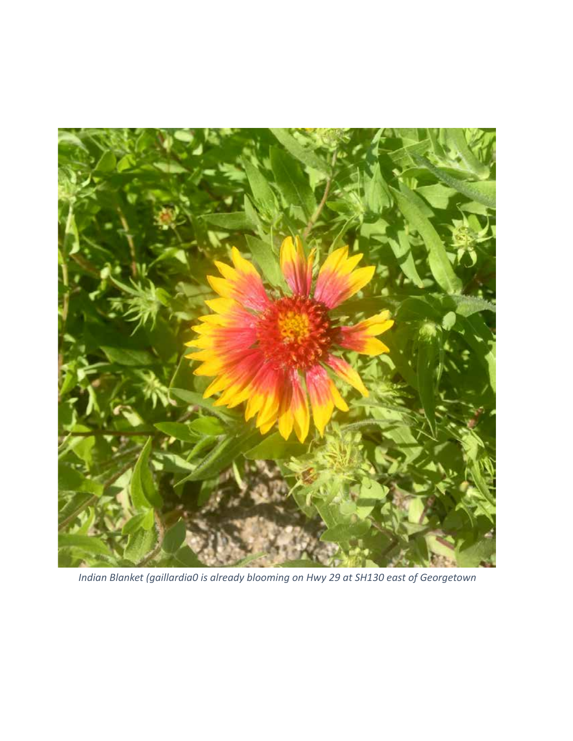*Indian Blanket (gaillardia0 is already blooming on Hwy 29 at SH130 east of Georgetown*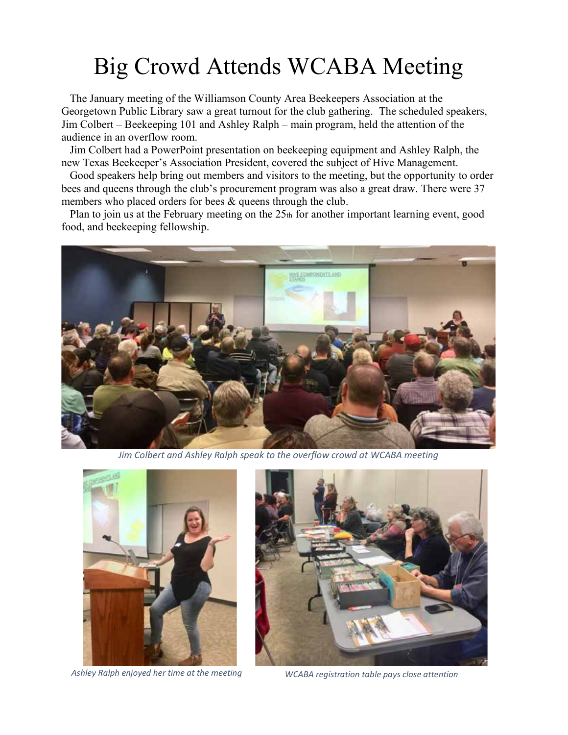# Big Crowd Attends WCABA Meeting

The January meeting of the Williamson County Area Beekeepers Association at the Georgetown Public Library saw a great turnout for the club gathering. The scheduled speakers, Jim Colbert – Beekeeping 101 and Ashley Ralph – main program, held the attention of the audience in an overflow room.

Jim Colbert had a PowerPoint presentation on beekeeping equipment and Ashley Ralph, the new Texas Beekeeper's Association President, covered the subject of Hive Management.

Good speakers help bring out members and visitors to the meeting, but the opportunity to order bees and queens through the club's procurement program was also a great draw. There were 37 members who placed orders for bees & queens through the club.

Plan to join us at the February meeting on the 25th for another important learning event, good food, and beekeeping fellowship.

*Jim Colbert and Ashley Ralph speak to the overflow crowd at WCABA meeting*

*Ashley Ralph enjoyed her time at the meeting*

*WCABA registration table pays close attention*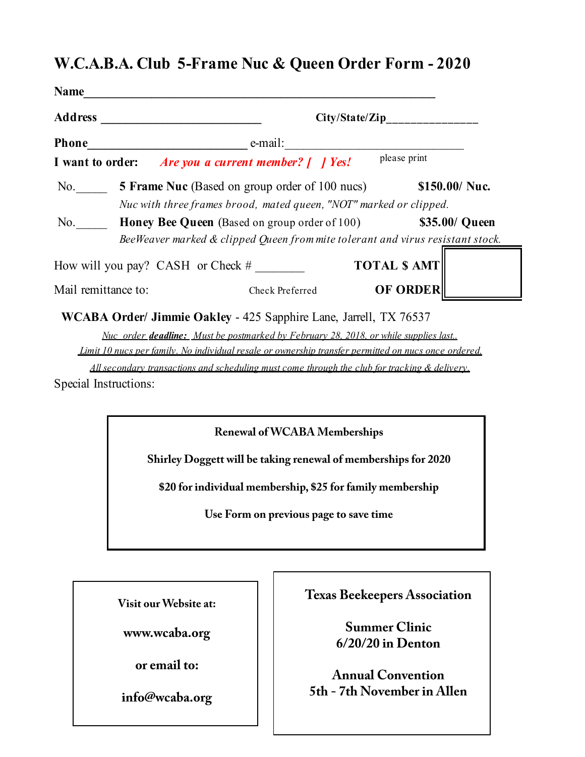# W.C.A.B.A. Club 5-Frame Nuc & Queen Order Form - 2020

**Name**\_\_\_\_\_\_\_\_\_\_\_\_\_\_\_\_\_\_\_\_\_\_\_\_\_\_\_\_\_\_\_\_\_\_\_\_\_\_\_\_\_\_\_\_\_\_\_\_\_\_\_\_\_\_

**Address** \_\_\_\_\_\_\_\_\_\_\_\_\_\_\_\_\_\_\_\_\_\_\_\_\_\_ **City/State/Zip**\_\_\_\_\_\_\_\_\_\_\_\_\_\_\_

**Phone**\_\_\_\_\_\_\_\_\_\_\_\_\_\_\_\_\_\_\_\_\_\_\_\_\_ e-mail:\_\_\_\_\_\_\_\_\_\_\_\_\_\_\_\_\_\_\_\_\_\_\_\_\_\_\_\_\_\_ please print

**I want to order:** ***Are you a current member? [ ] Yes!***

No.\_\_\_\_\_ **5 Frame Nuc** (Based on group order of 100 nucs) **$150.00/ Nuc.**

*Nuc with three frames brood, mated queen, "NOT" marked or clipped.*

No.\_\_\_\_\_ **Honey Bee Queen** (Based on group order of 100) **$35.00/ Queen**

*BeeWeaver marked & clipped Queen from mite tolerant and virus resistant stock.*

How will you pay? CASH or Check # \_\_\_\_\_\_\_\_ **TOTAL $ AMT OF ORDER** [ ]

Mail remittance to: Check Preferred

**WCABA Order/ Jimmie Oakley** - 425 Sapphire Lane, Jarrell, TX 76537

*Nuc order **deadline:** Must be postmarked by February 28, 2018, or while supplies last..*

*Limit 10 nucs per family. No individual resale or ownership transfer permitted on nucs once ordered.*

*All secondary transactions and scheduling must come through the club for tracking & delivery.*

Special Instructions:

**Renewal of WCABA Memberships**

**Shirley Doggett will be taking renewal of memberships for 2020**

**$20 for individual membership, $25 for family membership**

**Use Form on previous page to save time**

**Visit our Website at:**

**www.wcaba.org**

**or email to:**

**info@wcaba.org**

**Texas Beekeepers Association**

**Summer Clinic**
**6/20/20 in Denton**

**Annual Convention**
**5th - 7th November in Allen**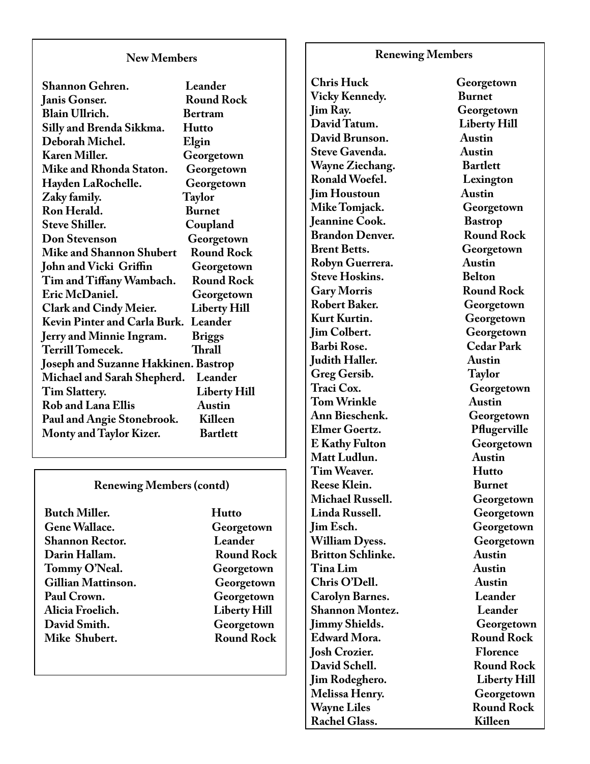## New Members

| | |
|---|---|
| Shannon Gehren. | Leander |
| Janis Gonser. | Round Rock |
| Blain Ullrich. | Bertram |
| Silly and Brenda Sikkma. | Hutto |
| Deborah Michel. | Elgin |
| Karen Miller. | Georgetown |
| Mike and Rhonda Staton. | Georgetown |
| Hayden LaRochelle. | Georgetown |
| Zaky family. | Taylor |
| Ron Herald. | Burnet |
| Steve Shiller. | Coupland |
| Don Stevenson | Georgetown |
| Mike and Shannon Shubert | Round Rock |
| John and Vicki Griffin | Georgetown |
| Tim and Tiffany Wambach. | Round Rock |
| Eric McDaniel. | Georgetown |
| Clark and Cindy Meier. | Liberty Hill |
| Kevin Pinter and Carla Burk. | Leander |
| Jerry and Minnie Ingram. | Briggs |
| Terrill Tomecek. | Thrall |
| Joseph and Suzanne Hakkinen. | Bastrop |
| Michael and Sarah Shepherd. | Leander |
| Tim Slattery. | Liberty Hill |
| Rob and Lana Ellis | Austin |
| Paul and Angie Stonebrook. | Killeen |
| Monty and Taylor Kizer. | Bartlett |

## Renewing Members

| | |
|---|---|
| Chris Huck | Georgetown |
| Vicky Kennedy. | Burnet |
| Jim Ray. | Georgetown |
| David Tatum. | Liberty Hill |
| David Brunson. | Austin |
| Steve Gavenda. | Austin |
| Wayne Ziechang. | Bartlett |
| Ronald Woefel. | Lexington |
| Jim Houstoun | Austin |
| Mike Tomjack. | Georgetown |
| Jeannine Cook. | Bastrop |
| Brandon Denver. | Round Rock |
| Brent Betts. | Georgetown |
| Robyn Guerrera. | Austin |
| Steve Hoskins. | Belton |
| Gary Morris | Round Rock |
| Robert Baker. | Georgetown |
| Kurt Kurtin. | Georgetown |
| Jim Colbert. | Georgetown |
| Barbi Rose. | Cedar Park |
| Judith Haller. | Austin |
| Greg Gersib. | Taylor |
| Traci Cox. | Georgetown |
| Tom Wrinkle | Austin |
| Ann Bieschenk. | Georgetown |
| Elmer Goertz. | Pflugerville |
| E Kathy Fulton | Georgetown |
| Matt Ludlun. | Austin |
| Tim Weaver. | Hutto |
| Reese Klein. | Burnet |
| Michael Russell. | Georgetown |
| Linda Russell. | Georgetown |
| Jim Esch. | Georgetown |
| William Dyess. | Georgetown |
| Britton Schlinke. | Austin |
| Tina Lim | Austin |
| Chris O'Dell. | Austin |
| Carolyn Barnes. | Leander |
| Shannon Montez. | Leander |
| Jimmy Shields. | Georgetown |
| Edward Mora. | Round Rock |
| Josh Crozier. | Florence |
| David Schell. | Round Rock |
| Jim Rodeghero. | Liberty Hill |
| Melissa Henry. | Georgetown |
| Wayne Liles | Round Rock |
| Rachel Glass. | Killeen |

## Renewing Members (contd)

| | |
|---|---|
| Butch Miller. | Hutto |
| Gene Wallace. | Georgetown |
| Shannon Rector. | Leander |
| Darin Hallam. | Round Rock |
| Tommy O'Neal. | Georgetown |
| Gillian Mattinson. | Georgetown |
| Paul Crown. | Georgetown |
| Alicia Froelich. | Liberty Hill |
| David Smith. | Georgetown |
| Mike Shubert. | Round Rock |